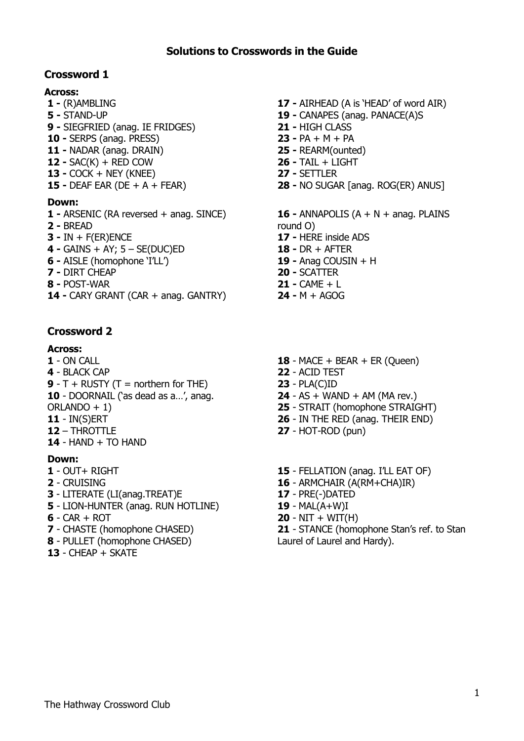# Solutions to Crosswords in the Guide

## Crossword 1

### Across:

**1 -** (R)AMBLING
**5 -** STAND-UP
**9 -** SIEGFRIED (anag. IE FRIDGES)
**10 -** SERPS (anag. PRESS)
**11 -** NADAR (anag. DRAIN)
**12 -** SAC(K) + RED COW
**13 -** COCK + NEY (KNEE)
**15 -** DEAF EAR (DE + A + FEAR)
**17 -** AIRHEAD (A is 'HEAD' of word AIR)
**19 -** CANAPES (anag. PANACE(A)S
**21 -** HIGH CLASS
**23 -** PA + M + PA
**25 -** REARM(ounted)
**26 -** TAIL + LIGHT
**27 -** SETTLER
**28 -** NO SUGAR [anag. ROG(ER) ANUS]

### Down:

**1 -** ARSENIC (RA reversed + anag. SINCE)
**2 -** BREAD
**3 -** IN + F(ER)ENCE
**4 -** GAINS + AY; 5 – SE(DUC)ED
**6 -** AISLE (homophone 'I'LL')
**7 -** DIRT CHEAP
**8 -** POST-WAR
**14 -** CARY GRANT (CAR + anag. GANTRY)
**16 -** ANNAPOLIS (A + N + anag. PLAINS round O)
**17 -** HERE inside ADS
**18 -** DR + AFTER
**19 -** Anag COUSIN + H
**20 -** SCATTER
**21 -** CAME + L
**24 -** M + AGOG

## Crossword 2

### Across:

**1** - ON CALL
**4** - BLACK CAP
**9** - T + RUSTY (T = northern for THE)
**10** - DOORNAIL ('as dead as a…', anag. ORLANDO + 1)
**11** - IN(S)ERT
**12** – THROTTLE
**14** - HAND + TO HAND
**18** - MACE + BEAR + ER (Queen)
**22** - ACID TEST
**23** - PLA(C)ID
**24** - AS + WAND + AM (MA rev.)
**25** - STRAIT (homophone STRAIGHT)
**26** - IN THE RED (anag. THEIR END)
**27** - HOT-ROD (pun)

### Down:

**1** - OUT+ RIGHT
**2** - CRUISING
**3** - LITERATE (LI(anag.TREAT)E
**5** - LION-HUNTER (anag. RUN HOTLINE)
**6** - CAR + ROT
**7** - CHASTE (homophone CHASED)
**8** - PULLET (homophone CHASED)
**13** - CHEAP + SKATE
**15** - FELLATION (anag. I'LL EAT OF)
**16** - ARMCHAIR (A(RM+CHA)IR)
**17** - PRE(-)DATED
**19** - MAL(A+W)I
**20** - NIT + WIT(H)
**21** - STANCE (homophone Stan's ref. to Stan Laurel of Laurel and Hardy).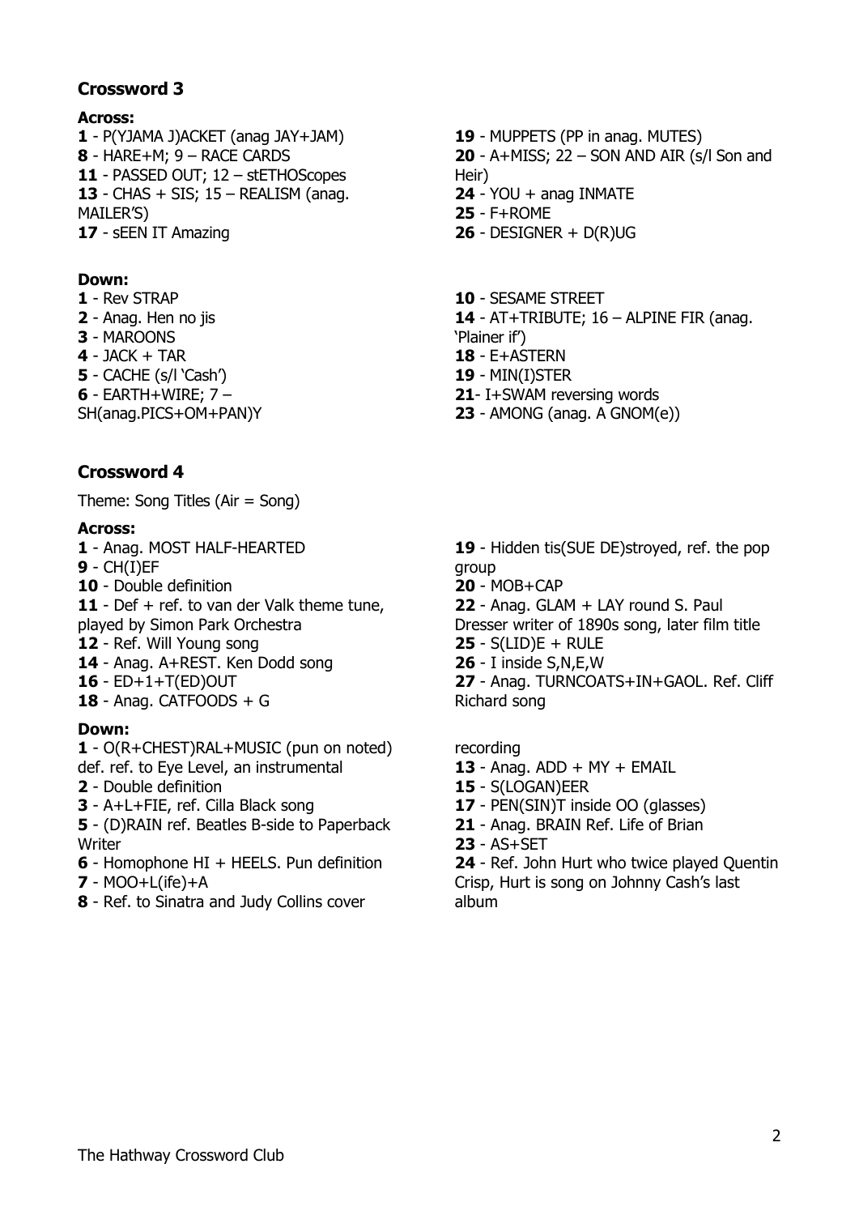## Crossword 3

**Across:**

**1** - P(YJAMA J)ACKET (anag JAY+JAM)
**8** - HARE+M; 9 – RACE CARDS
**11** - PASSED OUT; 12 – stETHOScopes
**13** - CHAS + SIS; 15 – REALISM (anag. MAILER'S)
**17** - sEEN IT Amazing
**19** - MUPPETS (PP in anag. MUTES)
**20** - A+MISS; 22 – SON AND AIR (s/l Son and Heir)
**24** - YOU + anag INMATE
**25** - F+ROME
**26** - DESIGNER + D(R)UG

**Down:**

**1** - Rev STRAP
**2** - Anag. Hen no jis
**3** - MAROONS
**4** - JACK + TAR
**5** - CACHE (s/l 'Cash')
**6** - EARTH+WIRE; 7 – SH(anag.PICS+OM+PAN)Y
**10** - SESAME STREET
**14** - AT+TRIBUTE; 16 – ALPINE FIR (anag. 'Plainer if')
**18** - E+ASTERN
**19** - MIN(I)STER
**21**- I+SWAM reversing words
**23** - AMONG (anag. A GNOM(e))

## Crossword 4

Theme: Song Titles (Air = Song)

**Across:**

**1** - Anag. MOST HALF-HEARTED
**9** - CH(I)EF
**10** - Double definition
**11** - Def + ref. to van der Valk theme tune, played by Simon Park Orchestra
**12** - Ref. Will Young song
**14** - Anag. A+REST. Ken Dodd song
**16** - ED+1+T(ED)OUT
**18** - Anag. CATFOODS + G
**19** - Hidden tis(SUE DE)stroyed, ref. the pop group
**20** - MOB+CAP
**22** - Anag. GLAM + LAY round S. Paul Dresser writer of 1890s song, later film title
**25** - S(LID)E + RULE
**26** - I inside S,N,E,W
**27** - Anag. TURNCOATS+IN+GAOL. Ref. Cliff Richard song

**Down:**

**1** - O(R+CHEST)RAL+MUSIC (pun on noted) def. ref. to Eye Level, an instrumental recording
**2** - Double definition
**3** - A+L+FIE, ref. Cilla Black song
**5** - (D)RAIN ref. Beatles B-side to Paperback Writer
**6** - Homophone HI + HEELS. Pun definition
**7** - MOO+L(ife)+A
**8** - Ref. to Sinatra and Judy Collins cover
**13** - Anag. ADD + MY + EMAIL
**15** - S(LOGAN)EER
**17** - PEN(SIN)T inside OO (glasses)
**21** - Anag. BRAIN Ref. Life of Brian
**23** - AS+SET
**24** - Ref. John Hurt who twice played Quentin Crisp, Hurt is song on Johnny Cash's last album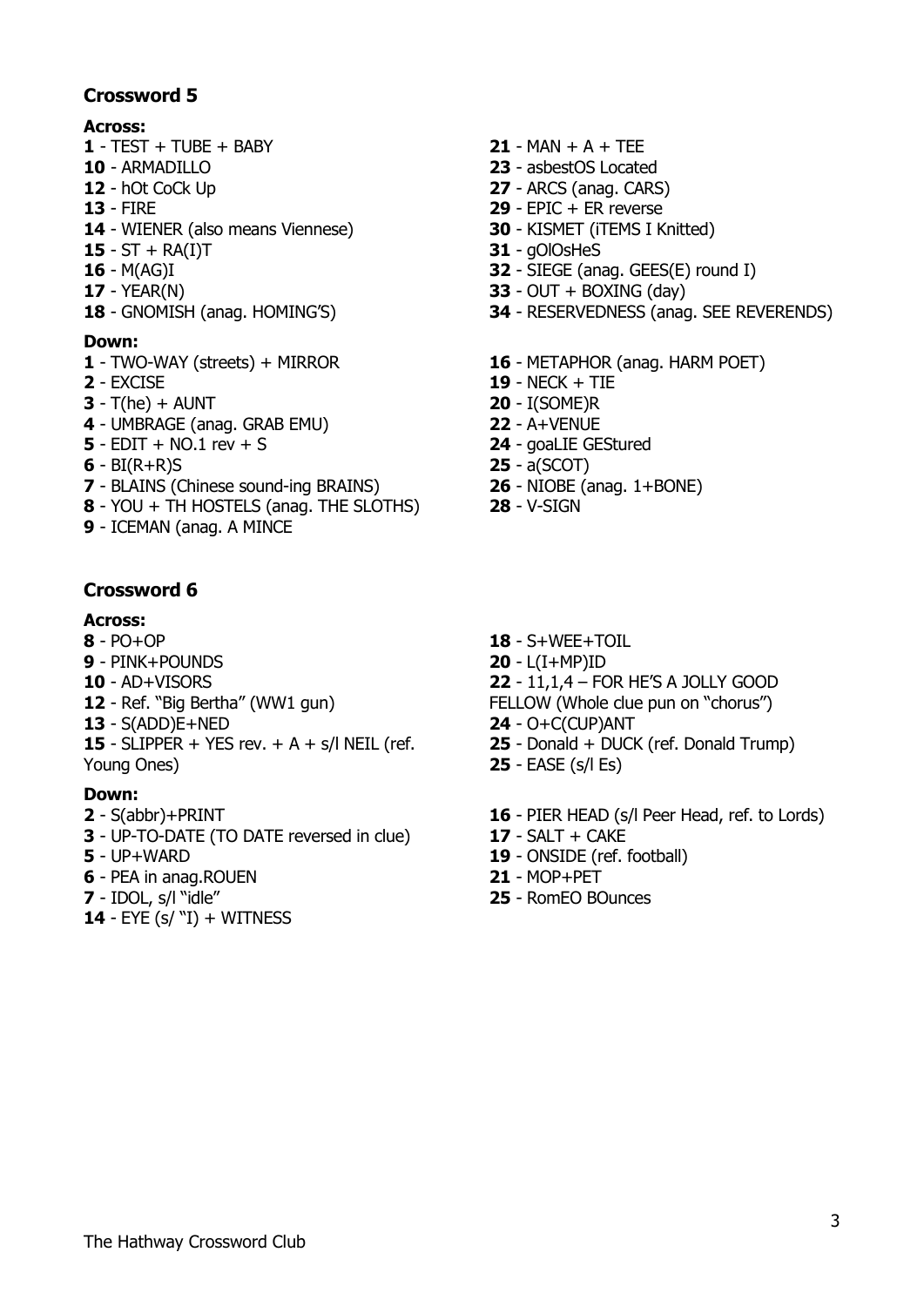## Crossword 5

**Across:**

**1** - TEST + TUBE + BABY
**10** - ARMADILLO
**12** - hOt CoCk Up
**13** - FIRE
**14** - WIENER (also means Viennese)
**15** - ST + RA(I)T
**16** - M(AG)I
**17** - YEAR(N)
**18** - GNOMISH (anag. HOMING'S)
**21** - MAN + A + TEE
**23** - asbestOS Located
**27** - ARCS (anag. CARS)
**29** - EPIC + ER reverse
**30** - KISMET (iTEMS I Knitted)
**31** - gOlOsHeS
**32** - SIEGE (anag. GEES(E) round I)
**33** - OUT + BOXING (day)
**34** - RESERVEDNESS (anag. SEE REVERENDS)

**Down:**

**1** - TWO-WAY (streets) + MIRROR
**2** - EXCISE
**3** - T(he) + AUNT
**4** - UMBRAGE (anag. GRAB EMU)
**5** - EDIT + NO.1 rev + S
**6** - BI(R+R)S
**7** - BLAINS (Chinese sound-ing BRAINS)
**8** - YOU + TH HOSTELS (anag. THE SLOTHS)
**9** - ICEMAN (anag. A MINCE
**16** - METAPHOR (anag. HARM POET)
**19** - NECK + TIE
**20** - I(SOME)R
**22** - A+VENUE
**24** - goaLIE GEStured
**25** - a(SCOT)
**26** - NIOBE (anag. 1+BONE)
**28** - V-SIGN

## Crossword 6

**Across:**

**8** - PO+OP
**9** - PINK+POUNDS
**10** - AD+VISORS
**12** - Ref. "Big Bertha" (WW1 gun)
**13** - S(ADD)E+NED
**15** - SLIPPER + YES rev. + A + s/l NEIL (ref. Young Ones)
**18** - S+WEE+TOIL
**20** - L(I+MP)ID
**22** - 11,1,4 – FOR HE'S A JOLLY GOOD FELLOW (Whole clue pun on "chorus")
**24** - O+C(CUP)ANT
**25** - Donald + DUCK (ref. Donald Trump)
**25** - EASE (s/l Es)

**Down:**

**2** - S(abbr)+PRINT
**3** - UP-TO-DATE (TO DATE reversed in clue)
**5** - UP+WARD
**6** - PEA in anag.ROUEN
**7** - IDOL, s/l "idle"
**14** - EYE (s/ "I) + WITNESS
**16** - PIER HEAD (s/l Peer Head, ref. to Lords)
**17** - SALT + CAKE
**19** - ONSIDE (ref. football)
**21** - MOP+PET
**25** - RomEO BOunces

The Hathway Crossword Club